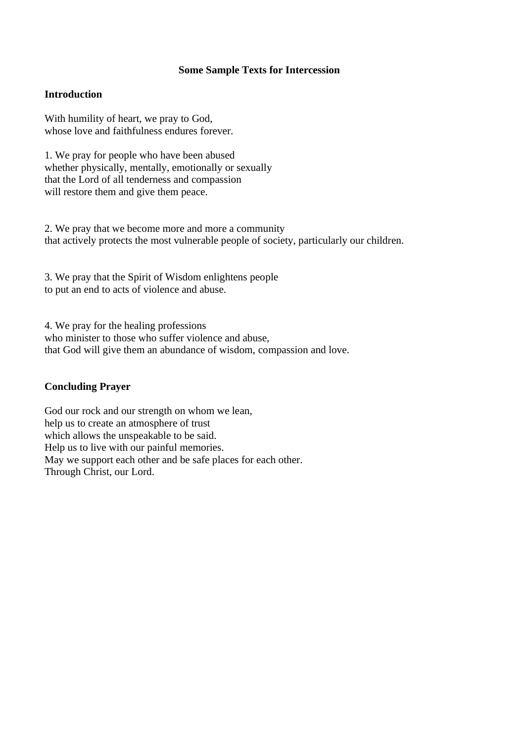**Some Sample Texts for Intercession**

**Introduction**

With humility of heart, we pray to God,
whose love and faithfulness endures forever.

1. We pray for people who have been abused
whether physically, mentally, emotionally or sexually
that the Lord of all tenderness and compassion
will restore them and give them peace.

2. We pray that we become more and more a community
that actively protects the most vulnerable people of society, particularly our children.

3. We pray that the Spirit of Wisdom enlightens people
to put an end to acts of violence and abuse.

4. We pray for the healing professions
who minister to those who suffer violence and abuse,
that God will give them an abundance of wisdom, compassion and love.

**Concluding Prayer**

God our rock and our strength on whom we lean,
help us to create an atmosphere of trust
which allows the unspeakable to be said.
Help us to live with our painful memories.
May we support each other and be safe places for each other.
Through Christ, our Lord.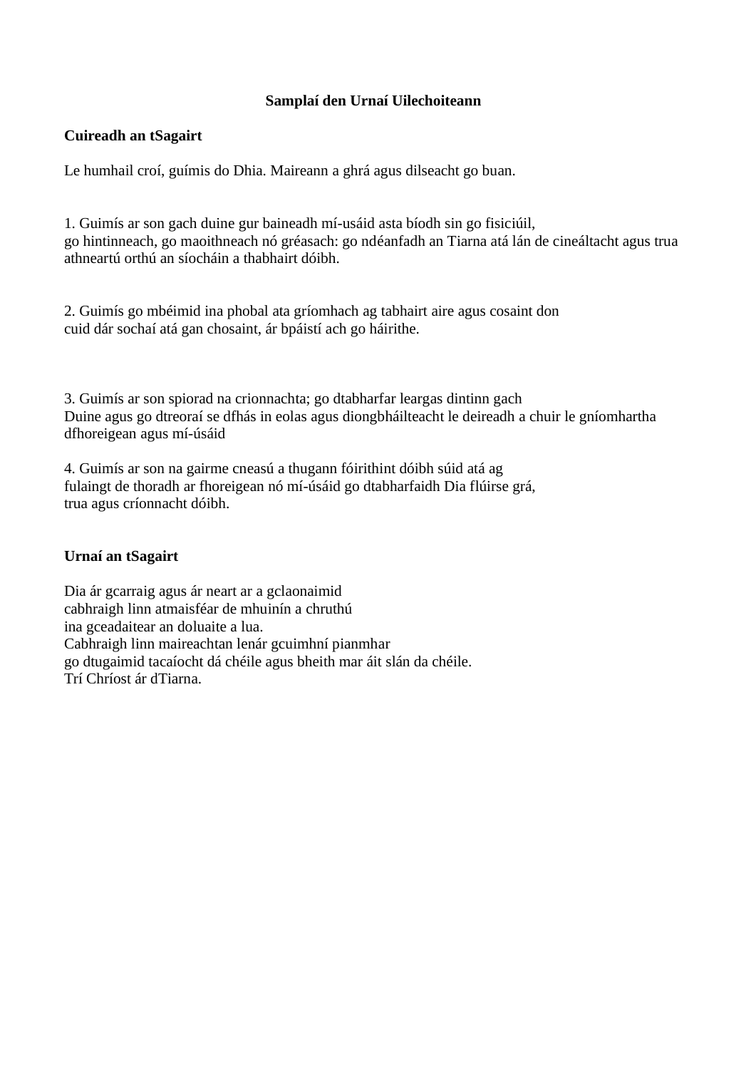**Samplaí den Urnaí Uilechoiteann**

**Cuireadh an tSagairt**

Le humhail croí, guímis do Dhia. Maireann a ghrá agus dilseacht go buan.

1. Guimís ar son gach duine gur baineadh mí-usáid asta bíodh sin go fisiciúil, go hintinneach, go maoithneach nó gréasach: go ndéanfadh an Tiarna atá lán de cineáltacht agus trua athneartú orthú an síocháin a thabhairt dóibh.

2. Guimís go mbéimid ina phobal ata gríomhach ag tabhairt aire agus cosaint don cuid dár sochaí atá gan chosaint, ár bpáistí ach go háirithe.

3. Guimís ar son spiorad na crionnachta; go dtabharfar leargas dintinn gach Duine agus go dtreoraí se dfhás in eolas agus diongbháilteacht le deireadh a chuir le gníomhartha dfhoreigean agus mí-úsáid

4. Guimís ar son na gairme cneasú a thugann fóirithint dóibh súid atá ag fulaingt de thoradh ar fhoreigean nó mí-úsáid go dtabharfaidh Dia flúirse grá, trua agus críonnacht dóibh.

**Urnaí an tSagairt**

Dia ár gcarraig agus ár neart ar a gclaonaimid
cabhraigh linn atmaisféar de mhuinín a chruthú
ina gceadaitear an doluaite a lua.
Cabhraigh linn maireachtan lenár gcuimhní pianmhar
go dtugaimid tacaíocht dá chéile agus bheith mar áit slán da chéile.
Trí Chríost ár dTiarna.